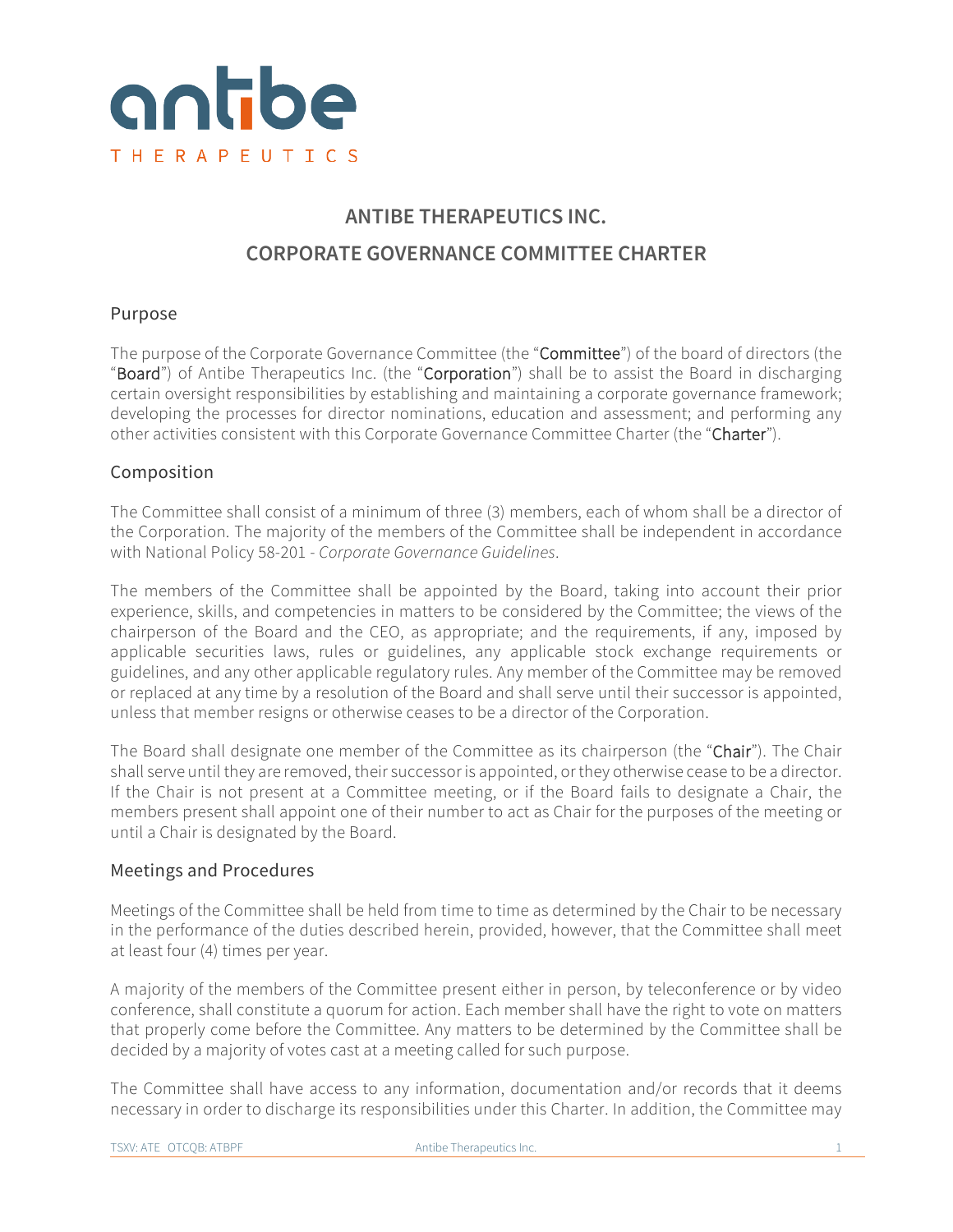# ANTIBE THERAPEUTICS INC.

# CORPORATE GOVERNANCE COMMITTEE CHARTER

## Purpose

The purpose of the Corporate Governance Committee (the "**Committee**") of the board of directors (the "**Board**") of Antibe Therapeutics Inc. (the "**Corporation**") shall be to assist the Board in discharging certain oversight responsibilities by establishing and maintaining a corporate governance framework; developing the processes for director nominations, education and assessment; and performing any other activities consistent with this Corporate Governance Committee Charter (the "**Charter**").

## Composition

The Committee shall consist of a minimum of three (3) members, each of whom shall be a director of the Corporation. The majority of the members of the Committee shall be independent in accordance with National Policy 58-201 - *Corporate Governance Guidelines*.

The members of the Committee shall be appointed by the Board, taking into account their prior experience, skills, and competencies in matters to be considered by the Committee; the views of the chairperson of the Board and the CEO, as appropriate; and the requirements, if any, imposed by applicable securities laws, rules or guidelines, any applicable stock exchange requirements or guidelines, and any other applicable regulatory rules. Any member of the Committee may be removed or replaced at any time by a resolution of the Board and shall serve until their successor is appointed, unless that member resigns or otherwise ceases to be a director of the Corporation.

The Board shall designate one member of the Committee as its chairperson (the "**Chair**"). The Chair shall serve until they are removed, their successor is appointed, or they otherwise cease to be a director. If the Chair is not present at a Committee meeting, or if the Board fails to designate a Chair, the members present shall appoint one of their number to act as Chair for the purposes of the meeting or until a Chair is designated by the Board.

## Meetings and Procedures

Meetings of the Committee shall be held from time to time as determined by the Chair to be necessary in the performance of the duties described herein, provided, however, that the Committee shall meet at least four (4) times per year.

A majority of the members of the Committee present either in person, by teleconference or by video conference, shall constitute a quorum for action. Each member shall have the right to vote on matters that properly come before the Committee. Any matters to be determined by the Committee shall be decided by a majority of votes cast at a meeting called for such purpose.

The Committee shall have access to any information, documentation and/or records that it deems necessary in order to discharge its responsibilities under this Charter. In addition, the Committee may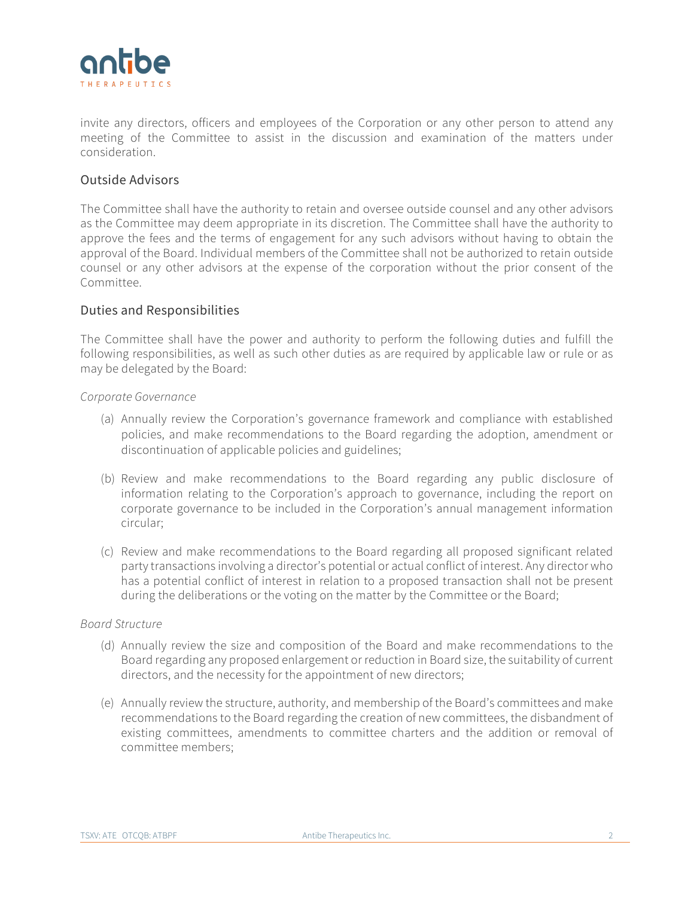invite any directors, officers and employees of the Corporation or any other person to attend any meeting of the Committee to assist in the discussion and examination of the matters under consideration.

## Outside Advisors

The Committee shall have the authority to retain and oversee outside counsel and any other advisors as the Committee may deem appropriate in its discretion. The Committee shall have the authority to approve the fees and the terms of engagement for any such advisors without having to obtain the approval of the Board. Individual members of the Committee shall not be authorized to retain outside counsel or any other advisors at the expense of the corporation without the prior consent of the Committee.

## Duties and Responsibilities

The Committee shall have the power and authority to perform the following duties and fulfill the following responsibilities, as well as such other duties as are required by applicable law or rule or as may be delegated by the Board:

*Corporate Governance*

(a) Annually review the Corporation's governance framework and compliance with established policies, and make recommendations to the Board regarding the adoption, amendment or discontinuation of applicable policies and guidelines;

(b) Review and make recommendations to the Board regarding any public disclosure of information relating to the Corporation's approach to governance, including the report on corporate governance to be included in the Corporation's annual management information circular;

(c) Review and make recommendations to the Board regarding all proposed significant related party transactions involving a director's potential or actual conflict of interest. Any director who has a potential conflict of interest in relation to a proposed transaction shall not be present during the deliberations or the voting on the matter by the Committee or the Board;

*Board Structure*

(d) Annually review the size and composition of the Board and make recommendations to the Board regarding any proposed enlargement or reduction in Board size, the suitability of current directors, and the necessity for the appointment of new directors;

(e) Annually review the structure, authority, and membership of the Board's committees and make recommendations to the Board regarding the creation of new committees, the disbandment of existing committees, amendments to committee charters and the addition or removal of committee members;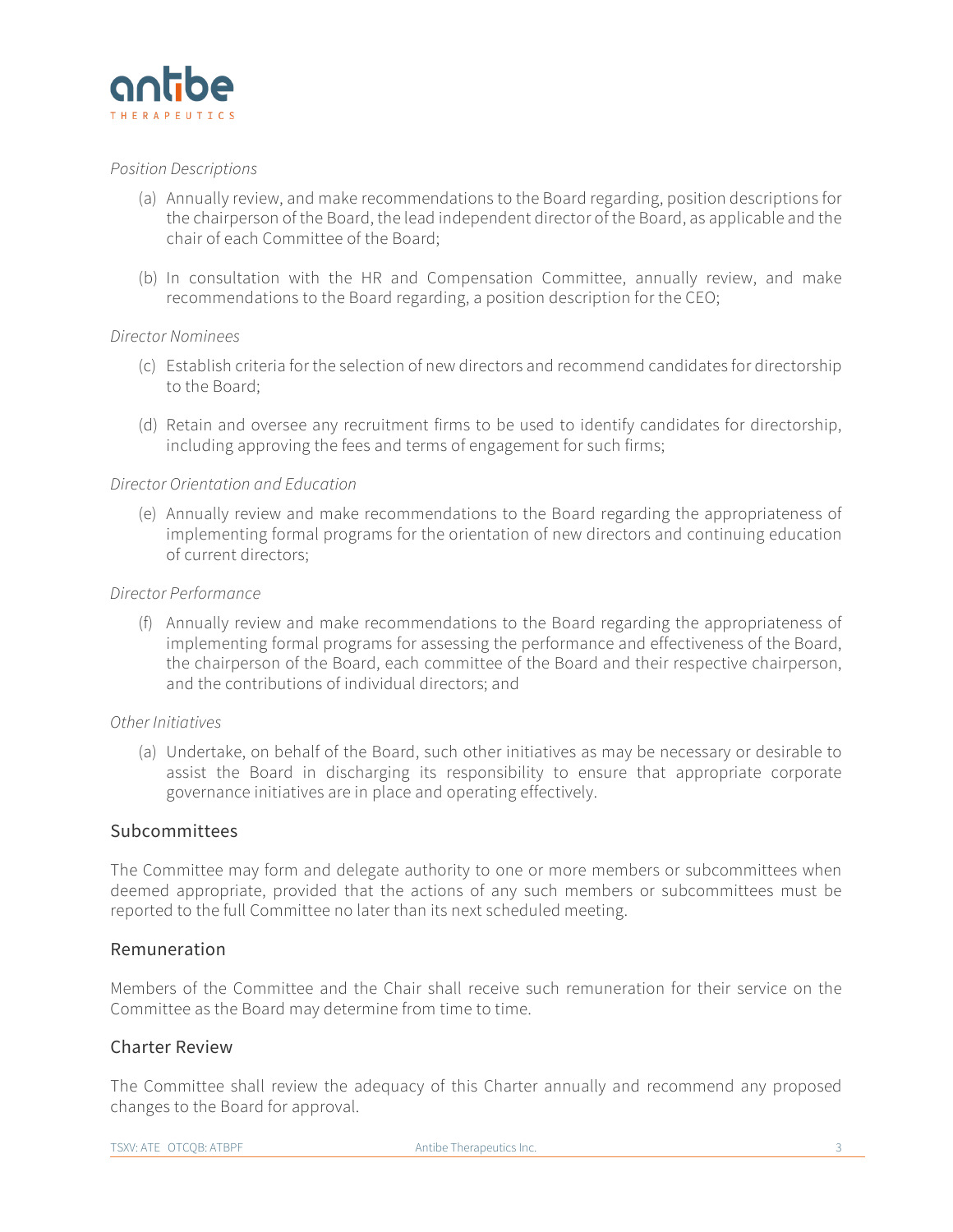*Position Descriptions*

(a) Annually review, and make recommendations to the Board regarding, position descriptions for the chairperson of the Board, the lead independent director of the Board, as applicable and the chair of each Committee of the Board;

(b) In consultation with the HR and Compensation Committee, annually review, and make recommendations to the Board regarding, a position description for the CEO;

*Director Nominees*

(c) Establish criteria for the selection of new directors and recommend candidates for directorship to the Board;

(d) Retain and oversee any recruitment firms to be used to identify candidates for directorship, including approving the fees and terms of engagement for such firms;

*Director Orientation and Education*

(e) Annually review and make recommendations to the Board regarding the appropriateness of implementing formal programs for the orientation of new directors and continuing education of current directors;

*Director Performance*

(f) Annually review and make recommendations to the Board regarding the appropriateness of implementing formal programs for assessing the performance and effectiveness of the Board, the chairperson of the Board, each committee of the Board and their respective chairperson, and the contributions of individual directors; and

*Other Initiatives*

(a) Undertake, on behalf of the Board, such other initiatives as may be necessary or desirable to assist the Board in discharging its responsibility to ensure that appropriate corporate governance initiatives are in place and operating effectively.

## Subcommittees

The Committee may form and delegate authority to one or more members or subcommittees when deemed appropriate, provided that the actions of any such members or subcommittees must be reported to the full Committee no later than its next scheduled meeting.

## Remuneration

Members of the Committee and the Chair shall receive such remuneration for their service on the Committee as the Board may determine from time to time.

## Charter Review

The Committee shall review the adequacy of this Charter annually and recommend any proposed changes to the Board for approval.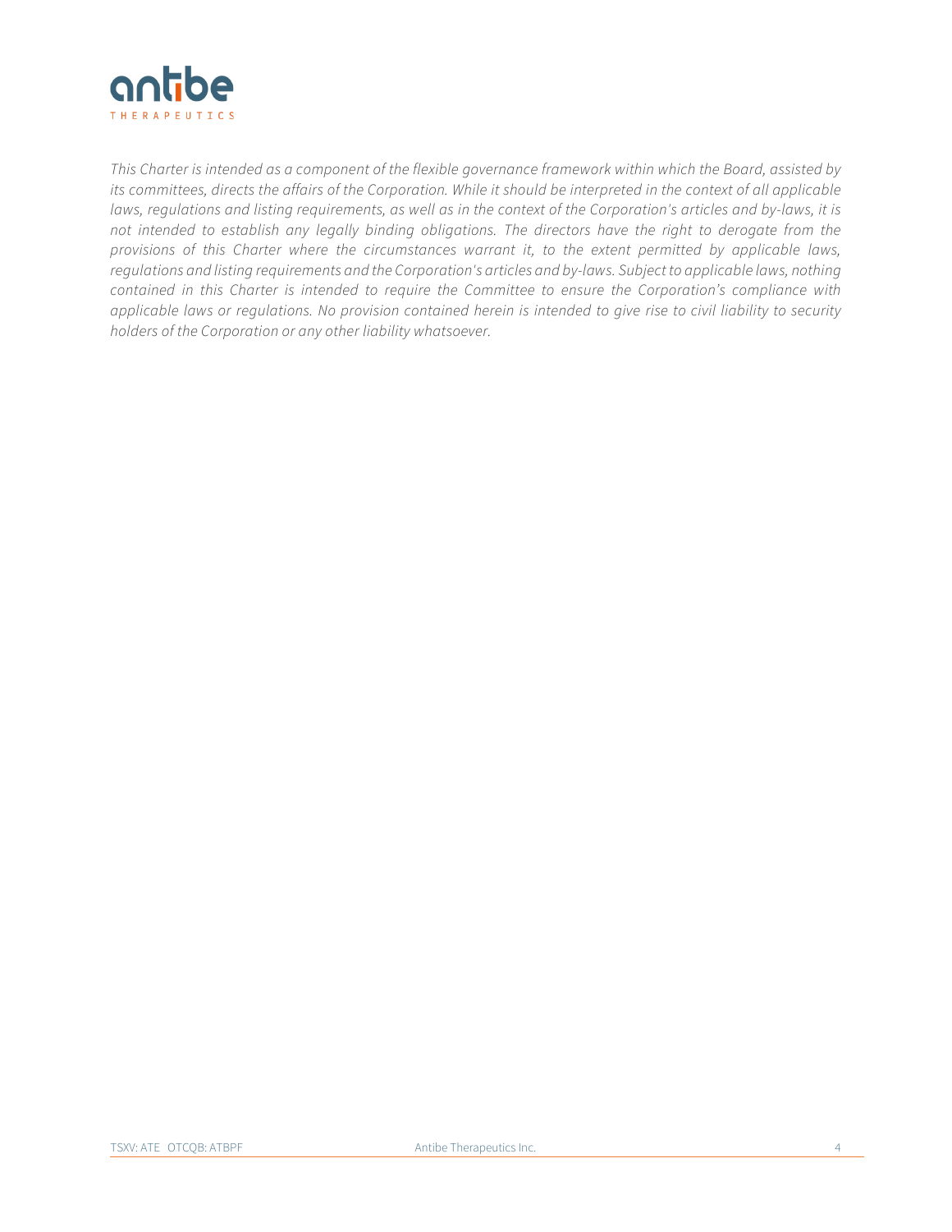*This Charter is intended as a component of the flexible governance framework within which the Board, assisted by its committees, directs the affairs of the Corporation. While it should be interpreted in the context of all applicable laws, regulations and listing requirements, as well as in the context of the Corporation's articles and by-laws, it is not intended to establish any legally binding obligations. The directors have the right to derogate from the provisions of this Charter where the circumstances warrant it, to the extent permitted by applicable laws, regulations and listing requirements and the Corporation's articles and by-laws. Subject to applicable laws, nothing contained in this Charter is intended to require the Committee to ensure the Corporation's compliance with applicable laws or regulations. No provision contained herein is intended to give rise to civil liability to security holders of the Corporation or any other liability whatsoever.*